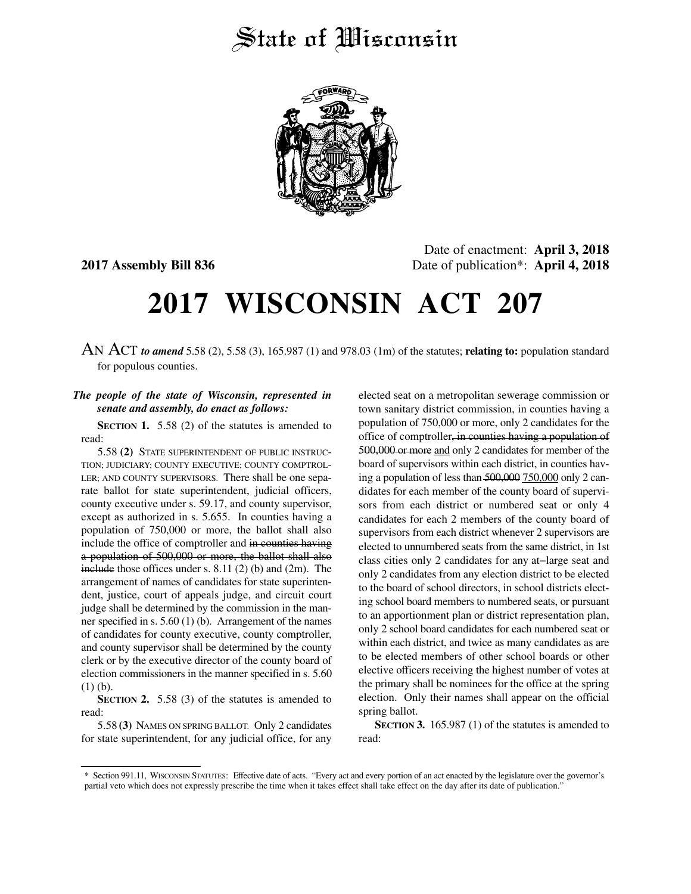# State of Wisconsin

**2017 Assembly Bill 836**

Date of enactment: **April 3, 2018**
Date of publication*: **April 4, 2018**

# 2017 WISCONSIN ACT 207

AN ACT *to amend* 5.58 (2), 5.58 (3), 165.987 (1) and 978.03 (1m) of the statutes; **relating to:** population standard for populous counties.

***The people of the state of Wisconsin, represented in senate and assembly, do enact as follows:***

**SECTION 1.** 5.58 (2) of the statutes is amended to read:

5.58 **(2)** STATE SUPERINTENDENT OF PUBLIC INSTRUCTION; JUDICIARY; COUNTY EXECUTIVE; COUNTY COMPTROLLER; AND COUNTY SUPERVISORS. There shall be one separate ballot for state superintendent, judicial officers, county executive under s. 59.17, and county supervisor, except as authorized in s. 5.655. In counties having a population of 750,000 or more, the ballot shall also include the office of comptroller and ~~in counties having a population of 500,000 or more, the ballot shall also include~~ those offices under s. 8.11 (2) (b) and (2m). The arrangement of names of candidates for state superintendent, justice, court of appeals judge, and circuit court judge shall be determined by the commission in the manner specified in s. 5.60 (1) (b). Arrangement of the names of candidates for county executive, county comptroller, and county supervisor shall be determined by the county clerk or by the executive director of the county board of election commissioners in the manner specified in s. 5.60 (1) (b).

**SECTION 2.** 5.58 (3) of the statutes is amended to read:

5.58 **(3)** NAMES ON SPRING BALLOT. Only 2 candidates for state superintendent, for any judicial office, for any elected seat on a metropolitan sewerage commission or town sanitary district commission, in counties having a population of 750,000 or more, only 2 candidates for the office of comptroller~~, in counties having a population of 500,000 or more~~ <u>and</u> only 2 candidates for member of the board of supervisors within each district, in counties having a population of less than ~~500,000~~ <u>750,000</u> only 2 candidates for each member of the county board of supervisors from each district or numbered seat or only 4 candidates for each 2 members of the county board of supervisors from each district whenever 2 supervisors are elected to unnumbered seats from the same district, in 1st class cities only 2 candidates for any at–large seat and only 2 candidates from any election district to be elected to the board of school directors, in school districts electing school board members to numbered seats, or pursuant to an apportionment plan or district representation plan, only 2 school board candidates for each numbered seat or within each district, and twice as many candidates as are to be elected members of other school boards or other elective officers receiving the highest number of votes at the primary shall be nominees for the office at the spring election. Only their names shall appear on the official spring ballot.

**SECTION 3.** 165.987 (1) of the statutes is amended to read:

\* Section 991.11, WISCONSIN STATUTES: Effective date of acts. "Every act and every portion of an act enacted by the legislature over the governor's partial veto which does not expressly prescribe the time when it takes effect shall take effect on the day after its date of publication."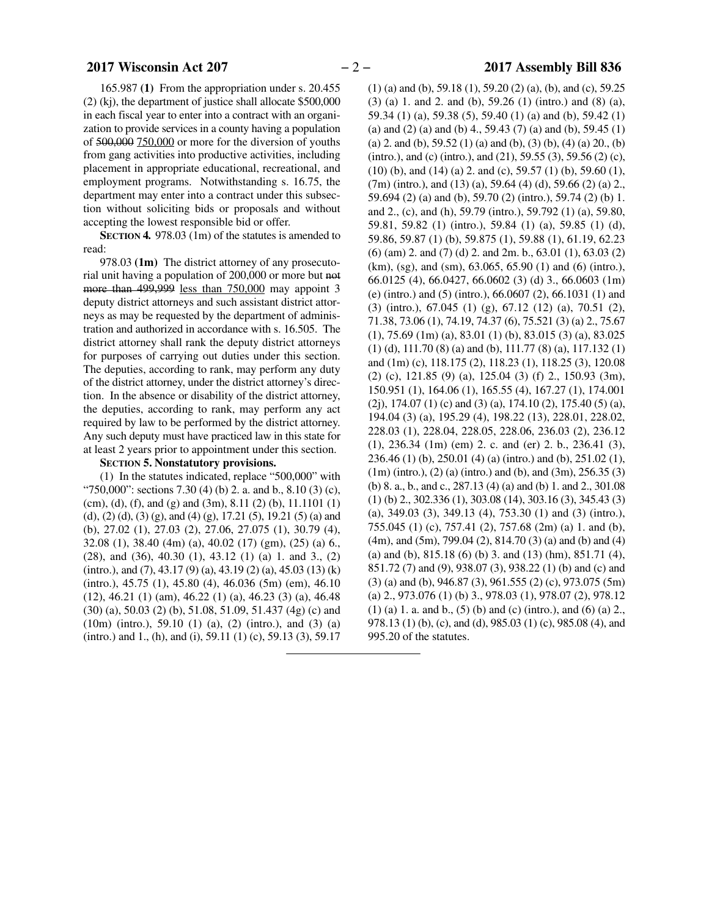165.987 **(1)** From the appropriation under s. 20.455 (2) (kj), the department of justice shall allocate $500,000 in each fiscal year to enter into a contract with an organization to provide services in a county having a population of ~~500,000~~ 750,000 or more for the diversion of youths from gang activities into productive activities, including placement in appropriate educational, recreational, and employment programs. Notwithstanding s. 16.75, the department may enter into a contract under this subsection without soliciting bids or proposals and without accepting the lowest responsible bid or offer.

**SECTION 4.** 978.03 (1m) of the statutes is amended to read:

978.03 **(1m)** The district attorney of any prosecutorial unit having a population of 200,000 or more but ~~not more than 499,999~~ less than 750,000 may appoint 3 deputy district attorneys and such assistant district attorneys as may be requested by the department of administration and authorized in accordance with s. 16.505. The district attorney shall rank the deputy district attorneys for purposes of carrying out duties under this section. The deputies, according to rank, may perform any duty of the district attorney, under the district attorney's direction. In the absence or disability of the district attorney, the deputies, according to rank, may perform any act required by law to be performed by the district attorney. Any such deputy must have practiced law in this state for at least 2 years prior to appointment under this section.

**SECTION 5. Nonstatutory provisions.**

(1) In the statutes indicated, replace "500,000" with "750,000": sections 7.30 (4) (b) 2. a. and b., 8.10 (3) (c), (cm), (d), (f), and (g) and (3m), 8.11 (2) (b), 11.1101 (1) (d), (2) (d), (3) (g), and (4) (g), 17.21 (5), 19.21 (5) (a) and (b), 27.02 (1), 27.03 (2), 27.06, 27.075 (1), 30.79 (4), 32.08 (1), 38.40 (4m) (a), 40.02 (17) (gm), (25) (a) 6., (28), and (36), 40.30 (1), 43.12 (1) (a) 1. and 3., (2) (intro.), and (7), 43.17 (9) (a), 43.19 (2) (a), 45.03 (13) (k) (intro.), 45.75 (1), 45.80 (4), 46.036 (5m) (em), 46.10 (12), 46.21 (1) (am), 46.22 (1) (a), 46.23 (3) (a), 46.48 (30) (a), 50.03 (2) (b), 51.08, 51.09, 51.437 (4g) (c) and (10m) (intro.), 59.10 (1) (a), (2) (intro.), and (3) (a) (intro.) and 1., (h), and (i), 59.11 (1) (c), 59.13 (3), 59.17 (1) (a) and (b), 59.18 (1), 59.20 (2) (a), (b), and (c), 59.25 (3) (a) 1. and 2. and (b), 59.26 (1) (intro.) and (8) (a), 59.34 (1) (a), 59.38 (5), 59.40 (1) (a) and (b), 59.42 (1) (a) and (2) (a) and (b) 4., 59.43 (7) (a) and (b), 59.45 (1) (a) 2. and (b), 59.52 (1) (a) and (b), (3) (b), (4) (a) 20., (b) (intro.), and (c) (intro.), and (21), 59.55 (3), 59.56 (2) (c), (10) (b), and (14) (a) 2. and (c), 59.57 (1) (b), 59.60 (1), (7m) (intro.), and (13) (a), 59.64 (4) (d), 59.66 (2) (a) 2., 59.694 (2) (a) and (b), 59.70 (2) (intro.), 59.74 (2) (b) 1. and 2., (c), and (h), 59.79 (intro.), 59.792 (1) (a), 59.80, 59.81, 59.82 (1) (intro.), 59.84 (1) (a), 59.85 (1) (d), 59.86, 59.87 (1) (b), 59.875 (1), 59.88 (1), 61.19, 62.23 (6) (am) 2. and (7) (d) 2. and 2m. b., 63.01 (1), 63.03 (2) (km), (sg), and (sm), 63.065, 65.90 (1) and (6) (intro.), 66.0125 (4), 66.0427, 66.0602 (3) (d) 3., 66.0603 (1m) (e) (intro.) and (5) (intro.), 66.0607 (2), 66.1031 (1) and (3) (intro.), 67.045 (1) (g), 67.12 (12) (a), 70.51 (2), 71.38, 73.06 (1), 74.19, 74.37 (6), 75.521 (3) (a) 2., 75.67 (1), 75.69 (1m) (a), 83.01 (1) (b), 83.015 (3) (a), 83.025 (1) (d), 111.70 (8) (a) and (b), 111.77 (8) (a), 117.132 (1) and (1m) (c), 118.175 (2), 118.23 (1), 118.25 (3), 120.08 (2) (c), 121.85 (9) (a), 125.04 (3) (f) 2., 150.93 (3m), 150.951 (1), 164.06 (1), 165.55 (4), 167.27 (1), 174.001 (2j), 174.07 (1) (c) and (3) (a), 174.10 (2), 175.40 (5) (a), 194.04 (3) (a), 195.29 (4), 198.22 (13), 228.01, 228.02, 228.03 (1), 228.04, 228.05, 228.06, 236.03 (2), 236.12 (1), 236.34 (1m) (em) 2. c. and (er) 2. b., 236.41 (3), 236.46 (1) (b), 250.01 (4) (a) (intro.) and (b), 251.02 (1), (1m) (intro.), (2) (a) (intro.) and (b), and (3m), 256.35 (3) (b) 8. a., b., and c., 287.13 (4) (a) and (b) 1. and 2., 301.08 (1) (b) 2., 302.336 (1), 303.08 (14), 303.16 (3), 345.43 (3) (a), 349.03 (3), 349.13 (4), 753.30 (1) and (3) (intro.), 755.045 (1) (c), 757.41 (2), 757.68 (2m) (a) 1. and (b), (4m), and (5m), 799.04 (2), 814.70 (3) (a) and (b) and (4) (a) and (b), 815.18 (6) (b) 3. and (13) (hm), 851.71 (4), 851.72 (7) and (9), 938.07 (3), 938.22 (1) (b) and (c) and (3) (a) and (b), 946.87 (3), 961.555 (2) (c), 973.075 (5m) (a) 2., 973.076 (1) (b) 3., 978.03 (1), 978.07 (2), 978.12 (1) (a) 1. a. and b., (5) (b) and (c) (intro.), and (6) (a) 2., 978.13 (1) (b), (c), and (d), 985.03 (1) (c), 985.08 (4), and 995.20 of the statutes.